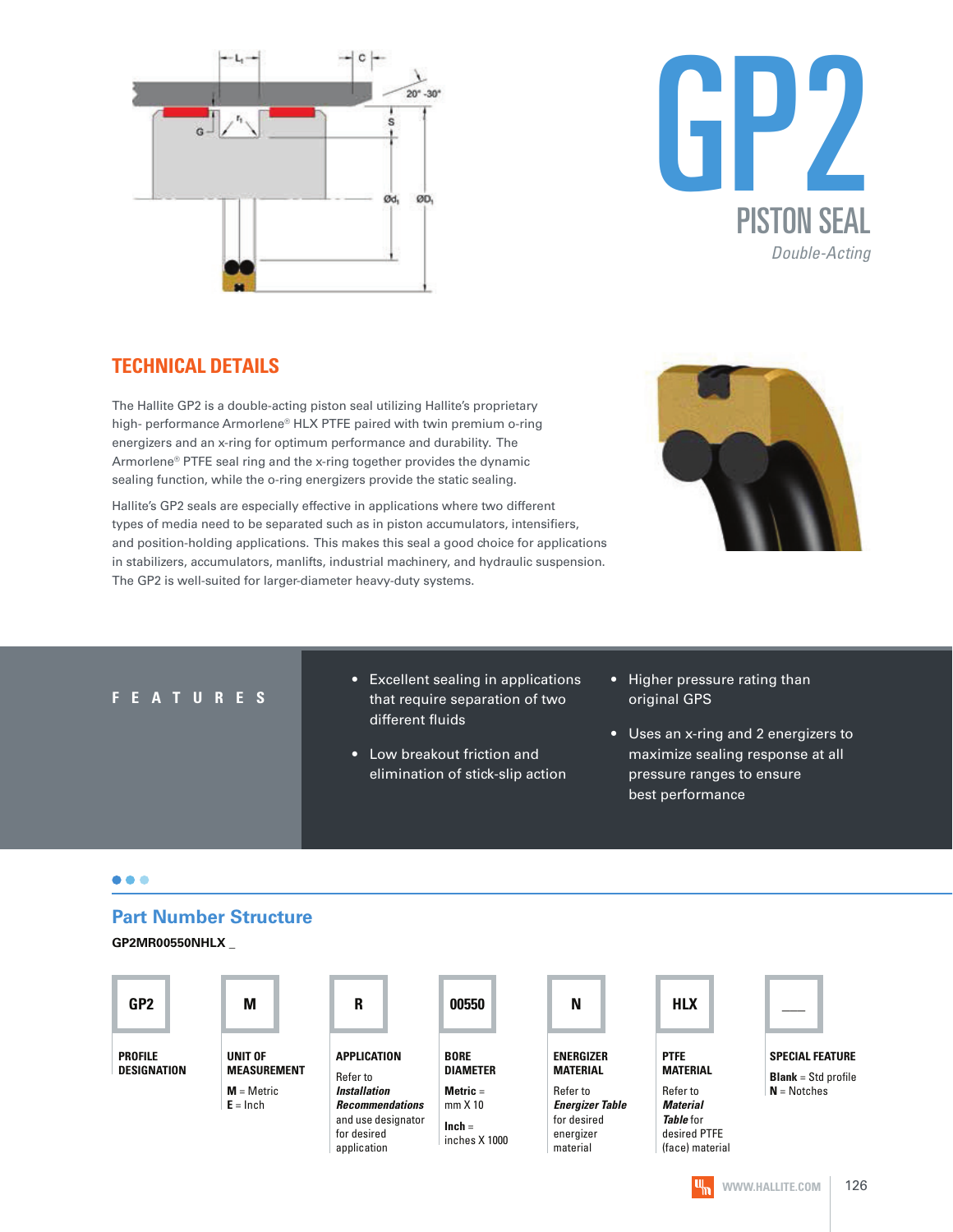# GP2

## PISTON SEAL

*Double-Acting*

## TECHNICAL DETAILS

The Hallite GP2 is a double-acting piston seal utilizing Hallite's proprietary high- performance Armorlene® HLX PTFE paired with twin premium o-ring energizers and an x-ring for optimum performance and durability. The Armorlene® PTFE seal ring and the x-ring together provides the dynamic sealing function, while the o-ring energizers provide the static sealing.

Hallite's GP2 seals are especially effective in applications where two different types of media need to be separated such as in piston accumulators, intensifiers, and position-holding applications. This makes this seal a good choice for applications in stabilizers, accumulators, manlifts, industrial machinery, and hydraulic suspension. The GP2 is well-suited for larger-diameter heavy-duty systems.

## FEATURES

- Excellent sealing in applications that require separation of two different fluids
- Low breakout friction and elimination of stick-slip action
- Higher pressure rating than original GPS
- Uses an x-ring and 2 energizers to maximize sealing response at all pressure ranges to ensure best performance

## Part Number Structure

**GP2MR00550NHLX _**

| GP2 | M | R | 00550 | N | HLX | __ |
|---|---|---|---|---|---|---|
| **PROFILE DESIGNATION** | **UNIT OF MEASUREMENT** | **APPLICATION** | **BORE DIAMETER** | **ENERGIZER MATERIAL** | **PTFE MATERIAL** | **SPECIAL FEATURE** |
| | **M** = Metric<br>**E** = Inch | Refer to ***Installation Recommendations*** and use designator for desired application | **Metric** = mm X 10<br>**Inch** = inches X 1000 | Refer to ***Energizer Table*** for desired energizer material | Refer to ***Material Table*** for desired PTFE (face) material | **Blank** = Std profile<br>**N** = Notches |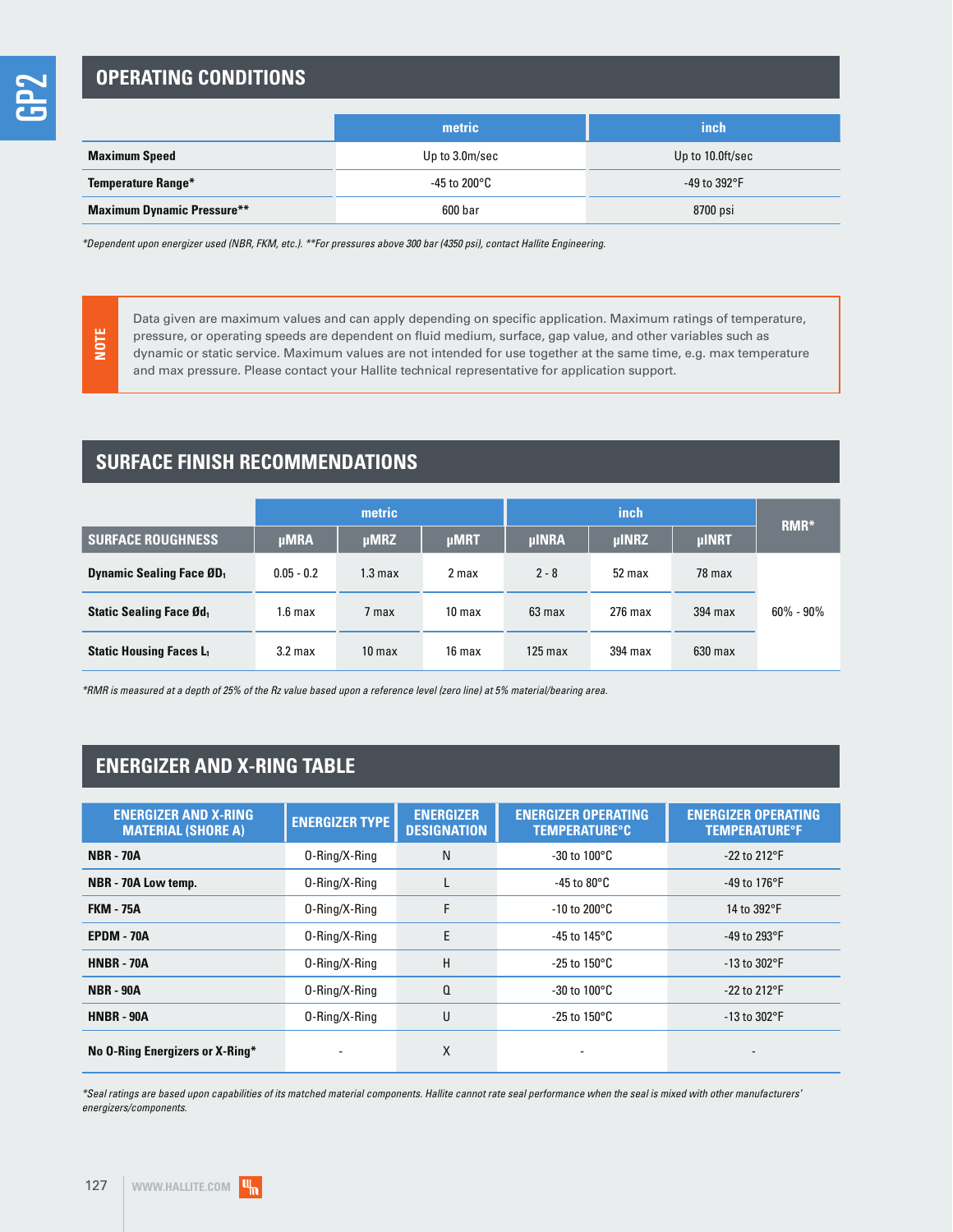## OPERATING CONDITIONS

| | metric | inch |
|---|---|---|
| **Maximum Speed** | Up to 3.0m/sec | Up to 10.0ft/sec |
| **Temperature Range*** | -45 to 200°C | -49 to 392°F |
| **Maximum Dynamic Pressure**** | 600 bar | 8700 psi |

*\*Dependent upon energizer used (NBR, FKM, etc.). \*\*For pressures above 300 bar (4350 psi), contact Hallite Engineering.*

**NOTE**

Data given are maximum values and can apply depending on specific application. Maximum ratings of temperature, pressure, or operating speeds are dependent on fluid medium, surface, gap value, and other variables such as dynamic or static service. Maximum values are not intended for use together at the same time, e.g. max temperature and max pressure. Please contact your Hallite technical representative for application support.

## SURFACE FINISH RECOMMENDATIONS

| | metric | | | inch | | | RMR* |
|---|---|---|---|---|---|---|---|
| **SURFACE ROUGHNESS** | µMRA | µMRZ | µMRT | µINRA | µINRZ | µINRT | |
| **Dynamic Sealing Face Ø$D_1$** | 0.05 - 0.2 | 1.3 max | 2 max | 2 - 8 | 52 max | 78 max | 60% - 90% |
| **Static Sealing Face Ø$d_1$** | 1.6 max | 7 max | 10 max | 63 max | 276 max | 394 max | |
| **Static Housing Faces $L_1$** | 3.2 max | 10 max | 16 max | 125 max | 394 max | 630 max | |

*\*RMR is measured at a depth of 25% of the Rz value based upon a reference level (zero line) at 5% material/bearing area.*

## ENERGIZER AND X-RING TABLE

| ENERGIZER AND X-RING MATERIAL (SHORE A) | ENERGIZER TYPE | ENERGIZER DESIGNATION | ENERGIZER OPERATING TEMPERATURE°C | ENERGIZER OPERATING TEMPERATURE°F |
|---|---|---|---|---|
| **NBR - 70A** | O-Ring/X-Ring | N | -30 to 100°C | -22 to 212°F |
| **NBR - 70A Low temp.** | O-Ring/X-Ring | L | -45 to 80°C | -49 to 176°F |
| **FKM - 75A** | O-Ring/X-Ring | F | -10 to 200°C | 14 to 392°F |
| **EPDM - 70A** | O-Ring/X-Ring | E | -45 to 145°C | -49 to 293°F |
| **HNBR - 70A** | O-Ring/X-Ring | H | -25 to 150°C | -13 to 302°F |
| **NBR - 90A** | O-Ring/X-Ring | Q | -30 to 100°C | -22 to 212°F |
| **HNBR - 90A** | O-Ring/X-Ring | U | -25 to 150°C | -13 to 302°F |
| **No O-Ring Energizers or X-Ring*** | - | X | - | - |

*\*Seal ratings are based upon capabilities of its matched material components. Hallite cannot rate seal performance when the seal is mixed with other manufacturers' energizers/components.*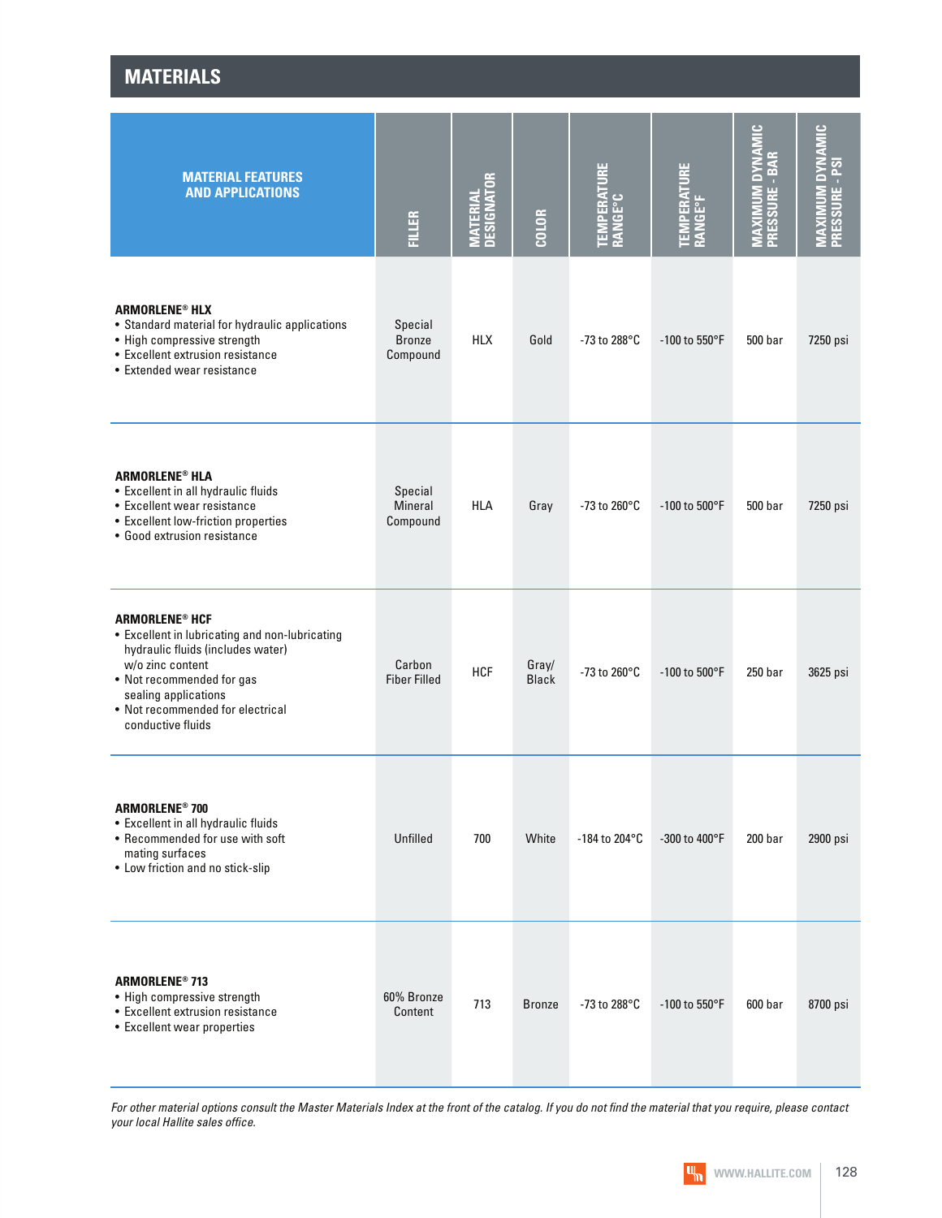## MATERIALS

| MATERIAL FEATURES AND APPLICATIONS | FILLER | MATERIAL DESIGNATOR | COLOR | TEMPERATURE RANGE°C | TEMPERATURE RANGE°F | MAXIMUM DYNAMIC PRESSURE - BAR | MAXIMUM DYNAMIC PRESSURE - PSI |
|---|---|---|---|---|---|---|---|
| **ARMORLENE® HLX**<br>• Standard material for hydraulic applications<br>• High compressive strength<br>• Excellent extrusion resistance<br>• Extended wear resistance | Special Bronze Compound | HLX | Gold | -73 to 288°C | -100 to 550°F | 500 bar | 7250 psi |
| **ARMORLENE® HLA**<br>• Excellent in all hydraulic fluids<br>• Excellent wear resistance<br>• Excellent low-friction properties<br>• Good extrusion resistance | Special Mineral Compound | HLA | Gray | -73 to 260°C | -100 to 500°F | 500 bar | 7250 psi |
| **ARMORLENE® HCF**<br>• Excellent in lubricating and non-lubricating hydraulic fluids (includes water) w/o zinc content<br>• Not recommended for gas sealing applications<br>• Not recommended for electrical conductive fluids | Carbon Fiber Filled | HCF | Gray/ Black | -73 to 260°C | -100 to 500°F | 250 bar | 3625 psi |
| **ARMORLENE® 700**<br>• Excellent in all hydraulic fluids<br>• Recommended for use with soft mating surfaces<br>• Low friction and no stick-slip | Unfilled | 700 | White | -184 to 204°C | -300 to 400°F | 200 bar | 2900 psi |
| **ARMORLENE® 713**<br>• High compressive strength<br>• Excellent extrusion resistance<br>• Excellent wear properties | 60% Bronze Content | 713 | Bronze | -73 to 288°C | -100 to 550°F | 600 bar | 8700 psi |

*For other material options consult the Master Materials Index at the front of the catalog. If you do not find the material that you require, please contact your local Hallite sales office.*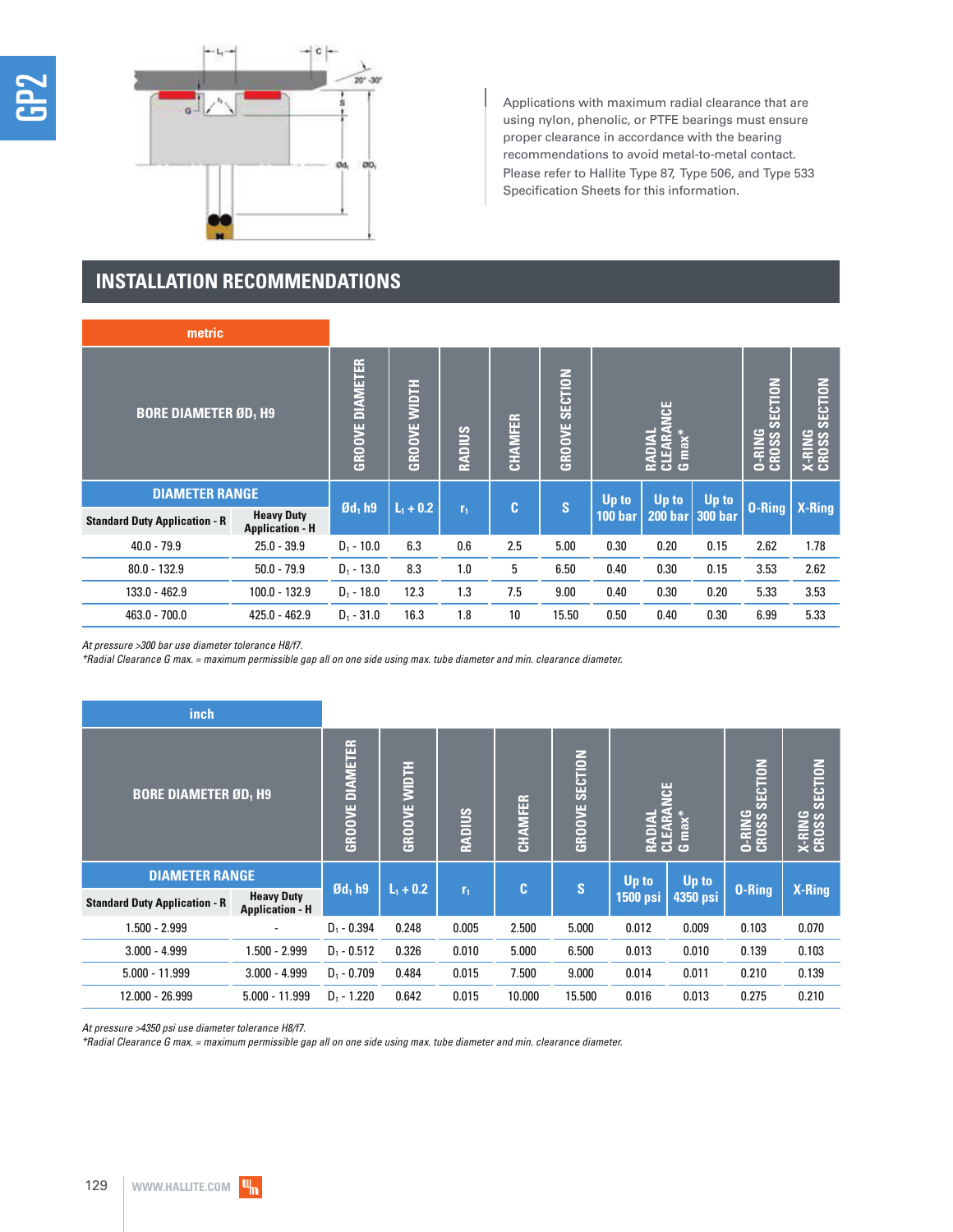Applications with maximum radial clearance that are using nylon, phenolic, or PTFE bearings must ensure proper clearance in accordance with the bearing recommendations to avoid metal-to-metal contact. Please refer to Hallite Type 87, Type 506, and Type 533 Specification Sheets for this information.

## INSTALLATION RECOMMENDATIONS

**metric**

| BORE DIAMETER ØD₁ H9 | | GROOVE DIAMETER | GROOVE WIDTH | RADIUS | CHAMFER | GROOVE SECTION | RADIAL CLEARANCE G max* | | | O-RING CROSS SECTION | X-RING CROSS SECTION |
|---|---|---|---|---|---|---|---|---|---|---|---|
| DIAMETER RANGE | | | | | | | | | | | |
| Standard Duty Application - R | Heavy Duty Application - H | $Ød_1$ h9 | $L_1 + 0.2$ | $r_1$ | C | S | Up to 100 bar | Up to 200 bar | Up to 300 bar | O-Ring | X-Ring |
| 40.0 - 79.9 | 25.0 - 39.9 | $D_1$ - 10.0 | 6.3 | 0.6 | 2.5 | 5.00 | 0.30 | 0.20 | 0.15 | 2.62 | 1.78 |
| 80.0 - 132.9 | 50.0 - 79.9 | $D_1$ - 13.0 | 8.3 | 1.0 | 5 | 6.50 | 0.40 | 0.30 | 0.15 | 3.53 | 2.62 |
| 133.0 - 462.9 | 100.0 - 132.9 | $D_1$ - 18.0 | 12.3 | 1.3 | 7.5 | 9.00 | 0.40 | 0.30 | 0.20 | 5.33 | 3.53 |
| 463.0 - 700.0 | 425.0 - 462.9 | $D_1$ - 31.0 | 16.3 | 1.8 | 10 | 15.50 | 0.50 | 0.40 | 0.30 | 6.99 | 5.33 |

*At pressure >300 bar use diameter tolerance H8/f7.*
*\*Radial Clearance G max. = maximum permissible gap all on one side using max. tube diameter and min. clearance diameter.*

**inch**

| BORE DIAMETER ØD₁ H9 | | GROOVE DIAMETER | GROOVE WIDTH | RADIUS | CHAMFER | GROOVE SECTION | RADIAL CLEARANCE G max* | | O-RING CROSS SECTION | X-RING CROSS SECTION |
|---|---|---|---|---|---|---|---|---|---|---|
| DIAMETER RANGE | | | | | | | | | | |
| Standard Duty Application - R | Heavy Duty Application - H | $Ød_1$ h9 | $L_1 + 0.2$ | $r_1$ | C | S | Up to 1500 psi | Up to 4350 psi | O-Ring | X-Ring |
| 1.500 - 2.999 | - | $D_1$ - 0.394 | 0.248 | 0.005 | 2.500 | 5.000 | 0.012 | 0.009 | 0.103 | 0.070 |
| 3.000 - 4.999 | 1.500 - 2.999 | $D_1$ - 0.512 | 0.326 | 0.010 | 5.000 | 6.500 | 0.013 | 0.010 | 0.139 | 0.103 |
| 5.000 - 11.999 | 3.000 - 4.999 | $D_1$ - 0.709 | 0.484 | 0.015 | 7.500 | 9.000 | 0.014 | 0.011 | 0.210 | 0.139 |
| 12.000 - 26.999 | 5.000 - 11.999 | $D_1$ - 1.220 | 0.642 | 0.015 | 10.000 | 15.500 | 0.016 | 0.013 | 0.275 | 0.210 |

*At pressure >4350 psi use diameter tolerance H8/f7.*
*\*Radial Clearance G max. = maximum permissible gap all on one side using max. tube diameter and min. clearance diameter.*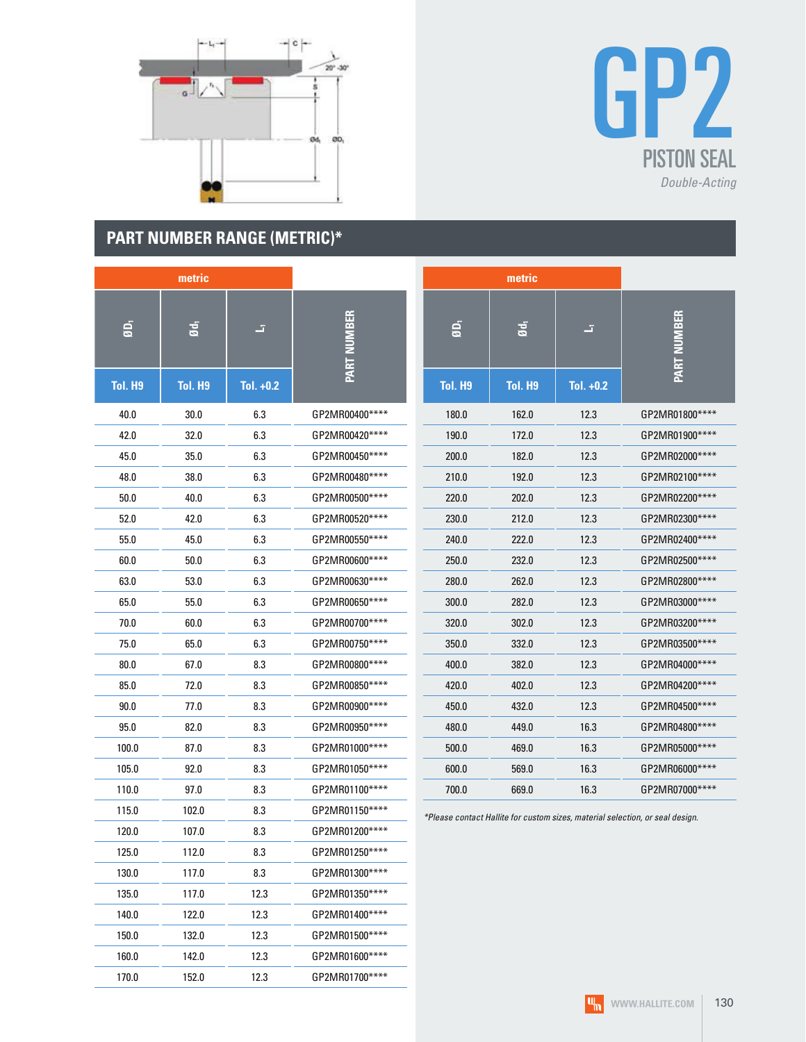# GP2

## PISTON SEAL

*Double-Acting*

## PART NUMBER RANGE (METRIC)*

| metric | | | |
|---|---|---|---|
| $ØD_1$ | $Ød_1$ | $L_1$ | PART NUMBER |
| Tol. H9 | Tol. H9 | Tol. +0.2 | |
| 40.0 | 30.0 | 6.3 | GP2MR00400**** |
| 42.0 | 32.0 | 6.3 | GP2MR00420**** |
| 45.0 | 35.0 | 6.3 | GP2MR00450**** |
| 48.0 | 38.0 | 6.3 | GP2MR00480**** |
| 50.0 | 40.0 | 6.3 | GP2MR00500**** |
| 52.0 | 42.0 | 6.3 | GP2MR00520**** |
| 55.0 | 45.0 | 6.3 | GP2MR00550**** |
| 60.0 | 50.0 | 6.3 | GP2MR00600**** |
| 63.0 | 53.0 | 6.3 | GP2MR00630**** |
| 65.0 | 55.0 | 6.3 | GP2MR00650**** |
| 70.0 | 60.0 | 6.3 | GP2MR00700**** |
| 75.0 | 65.0 | 6.3 | GP2MR00750**** |
| 80.0 | 67.0 | 8.3 | GP2MR00800**** |
| 85.0 | 72.0 | 8.3 | GP2MR00850**** |
| 90.0 | 77.0 | 8.3 | GP2MR00900**** |
| 95.0 | 82.0 | 8.3 | GP2MR00950**** |
| 100.0 | 87.0 | 8.3 | GP2MR01000**** |
| 105.0 | 92.0 | 8.3 | GP2MR01050**** |
| 110.0 | 97.0 | 8.3 | GP2MR01100**** |
| 115.0 | 102.0 | 8.3 | GP2MR01150**** |
| 120.0 | 107.0 | 8.3 | GP2MR01200**** |
| 125.0 | 112.0 | 8.3 | GP2MR01250**** |
| 130.0 | 117.0 | 8.3 | GP2MR01300**** |
| 135.0 | 117.0 | 12.3 | GP2MR01350**** |
| 140.0 | 122.0 | 12.3 | GP2MR01400**** |
| 150.0 | 132.0 | 12.3 | GP2MR01500**** |
| 160.0 | 142.0 | 12.3 | GP2MR01600**** |
| 170.0 | 152.0 | 12.3 | GP2MR01700**** |

| metric | | | |
|---|---|---|---|
| $ØD_1$ | $Ød_1$ | $L_1$ | PART NUMBER |
| Tol. H9 | Tol. H9 | Tol. +0.2 | |
| 180.0 | 162.0 | 12.3 | GP2MR01800**** |
| 190.0 | 172.0 | 12.3 | GP2MR01900**** |
| 200.0 | 182.0 | 12.3 | GP2MR02000**** |
| 210.0 | 192.0 | 12.3 | GP2MR02100**** |
| 220.0 | 202.0 | 12.3 | GP2MR02200**** |
| 230.0 | 212.0 | 12.3 | GP2MR02300**** |
| 240.0 | 222.0 | 12.3 | GP2MR02400**** |
| 250.0 | 232.0 | 12.3 | GP2MR02500**** |
| 280.0 | 262.0 | 12.3 | GP2MR02800**** |
| 300.0 | 282.0 | 12.3 | GP2MR03000**** |
| 320.0 | 302.0 | 12.3 | GP2MR03200**** |
| 350.0 | 332.0 | 12.3 | GP2MR03500**** |
| 400.0 | 382.0 | 12.3 | GP2MR04000**** |
| 420.0 | 402.0 | 12.3 | GP2MR04200**** |
| 450.0 | 432.0 | 12.3 | GP2MR04500**** |
| 480.0 | 449.0 | 16.3 | GP2MR04800**** |
| 500.0 | 469.0 | 16.3 | GP2MR05000**** |
| 600.0 | 569.0 | 16.3 | GP2MR06000**** |
| 700.0 | 669.0 | 16.3 | GP2MR07000**** |

*\*Please contact Hallite for custom sizes, material selection, or seal design.*

WWW.HALLITE.COM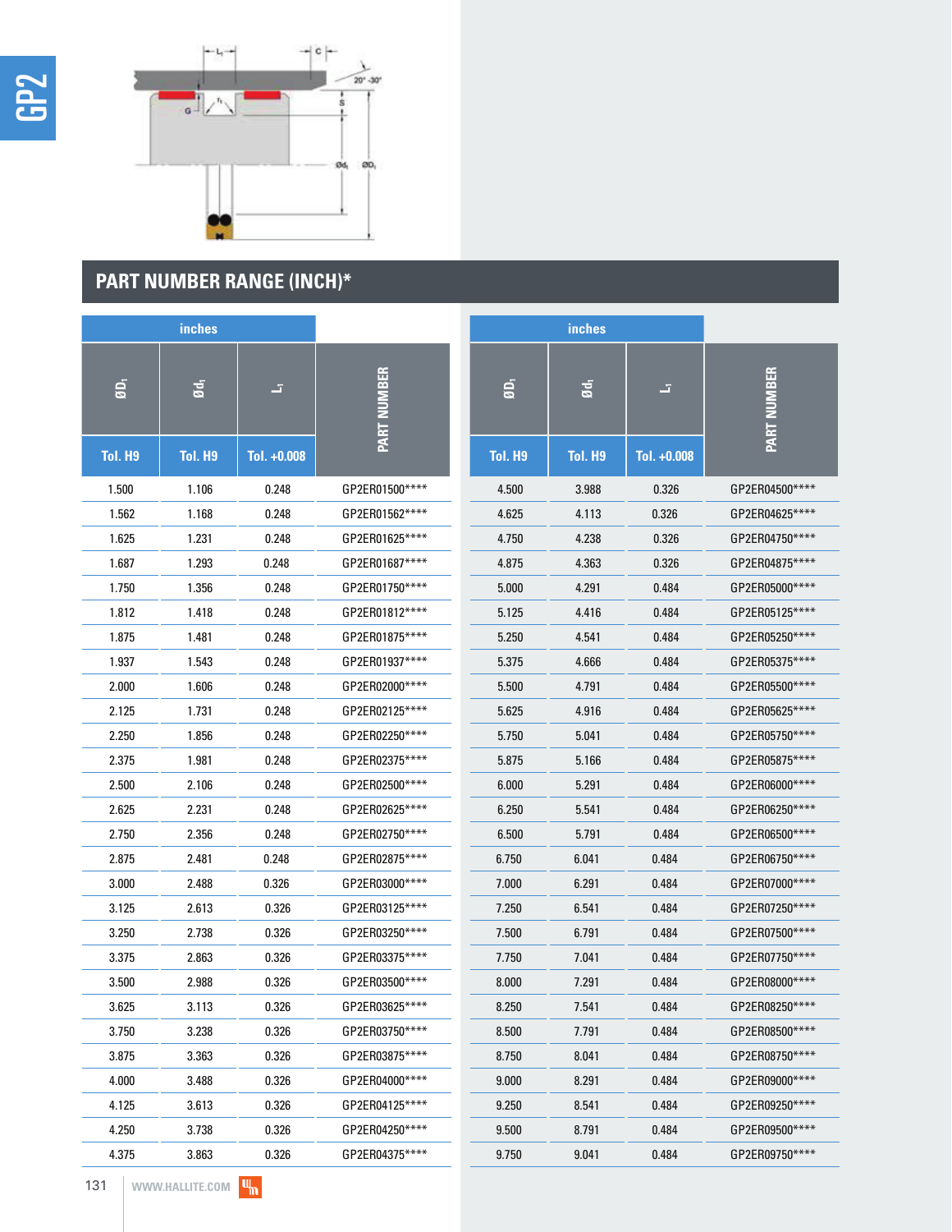## PART NUMBER RANGE (INCH)*

| inches | | | |
|---|---|---|---|
| $ØD_1$ Tol. H9 | $Ød_1$ Tol. H9 | $L_1$ Tol. +0.008 | PART NUMBER |
| 1.500 | 1.106 | 0.248 | GP2ER01500**** |
| 1.562 | 1.168 | 0.248 | GP2ER01562**** |
| 1.625 | 1.231 | 0.248 | GP2ER01625**** |
| 1.687 | 1.293 | 0.248 | GP2ER01687**** |
| 1.750 | 1.356 | 0.248 | GP2ER01750**** |
| 1.812 | 1.418 | 0.248 | GP2ER01812**** |
| 1.875 | 1.481 | 0.248 | GP2ER01875**** |
| 1.937 | 1.543 | 0.248 | GP2ER01937**** |
| 2.000 | 1.606 | 0.248 | GP2ER02000**** |
| 2.125 | 1.731 | 0.248 | GP2ER02125**** |
| 2.250 | 1.856 | 0.248 | GP2ER02250**** |
| 2.375 | 1.981 | 0.248 | GP2ER02375**** |
| 2.500 | 2.106 | 0.248 | GP2ER02500**** |
| 2.625 | 2.231 | 0.248 | GP2ER02625**** |
| 2.750 | 2.356 | 0.248 | GP2ER02750**** |
| 2.875 | 2.481 | 0.248 | GP2ER02875**** |
| 3.000 | 2.488 | 0.326 | GP2ER03000**** |
| 3.125 | 2.613 | 0.326 | GP2ER03125**** |
| 3.250 | 2.738 | 0.326 | GP2ER03250**** |
| 3.375 | 2.863 | 0.326 | GP2ER03375**** |
| 3.500 | 2.988 | 0.326 | GP2ER03500**** |
| 3.625 | 3.113 | 0.326 | GP2ER03625**** |
| 3.750 | 3.238 | 0.326 | GP2ER03750**** |
| 3.875 | 3.363 | 0.326 | GP2ER03875**** |
| 4.000 | 3.488 | 0.326 | GP2ER04000**** |
| 4.125 | 3.613 | 0.326 | GP2ER04125**** |
| 4.250 | 3.738 | 0.326 | GP2ER04250**** |
| 4.375 | 3.863 | 0.326 | GP2ER04375**** |

| inches | | | |
|---|---|---|---|
| $ØD_1$ Tol. H9 | $Ød_1$ Tol. H9 | $L_1$ Tol. +0.008 | PART NUMBER |
| 4.500 | 3.988 | 0.326 | GP2ER04500**** |
| 4.625 | 4.113 | 0.326 | GP2ER04625**** |
| 4.750 | 4.238 | 0.326 | GP2ER04750**** |
| 4.875 | 4.363 | 0.326 | GP2ER04875**** |
| 5.000 | 4.291 | 0.484 | GP2ER05000**** |
| 5.125 | 4.416 | 0.484 | GP2ER05125**** |
| 5.250 | 4.541 | 0.484 | GP2ER05250**** |
| 5.375 | 4.666 | 0.484 | GP2ER05375**** |
| 5.500 | 4.791 | 0.484 | GP2ER05500**** |
| 5.625 | 4.916 | 0.484 | GP2ER05625**** |
| 5.750 | 5.041 | 0.484 | GP2ER05750**** |
| 5.875 | 5.166 | 0.484 | GP2ER05875**** |
| 6.000 | 5.291 | 0.484 | GP2ER06000**** |
| 6.250 | 5.541 | 0.484 | GP2ER06250**** |
| 6.500 | 5.791 | 0.484 | GP2ER06500**** |
| 6.750 | 6.041 | 0.484 | GP2ER06750**** |
| 7.000 | 6.291 | 0.484 | GP2ER07000**** |
| 7.250 | 6.541 | 0.484 | GP2ER07250**** |
| 7.500 | 6.791 | 0.484 | GP2ER07500**** |
| 7.750 | 7.041 | 0.484 | GP2ER07750**** |
| 8.000 | 7.291 | 0.484 | GP2ER08000**** |
| 8.250 | 7.541 | 0.484 | GP2ER08250**** |
| 8.500 | 7.791 | 0.484 | GP2ER08500**** |
| 8.750 | 8.041 | 0.484 | GP2ER08750**** |
| 9.000 | 8.291 | 0.484 | GP2ER09000**** |
| 9.250 | 8.541 | 0.484 | GP2ER09250**** |
| 9.500 | 8.791 | 0.484 | GP2ER09500**** |
| 9.750 | 9.041 | 0.484 | GP2ER09750**** |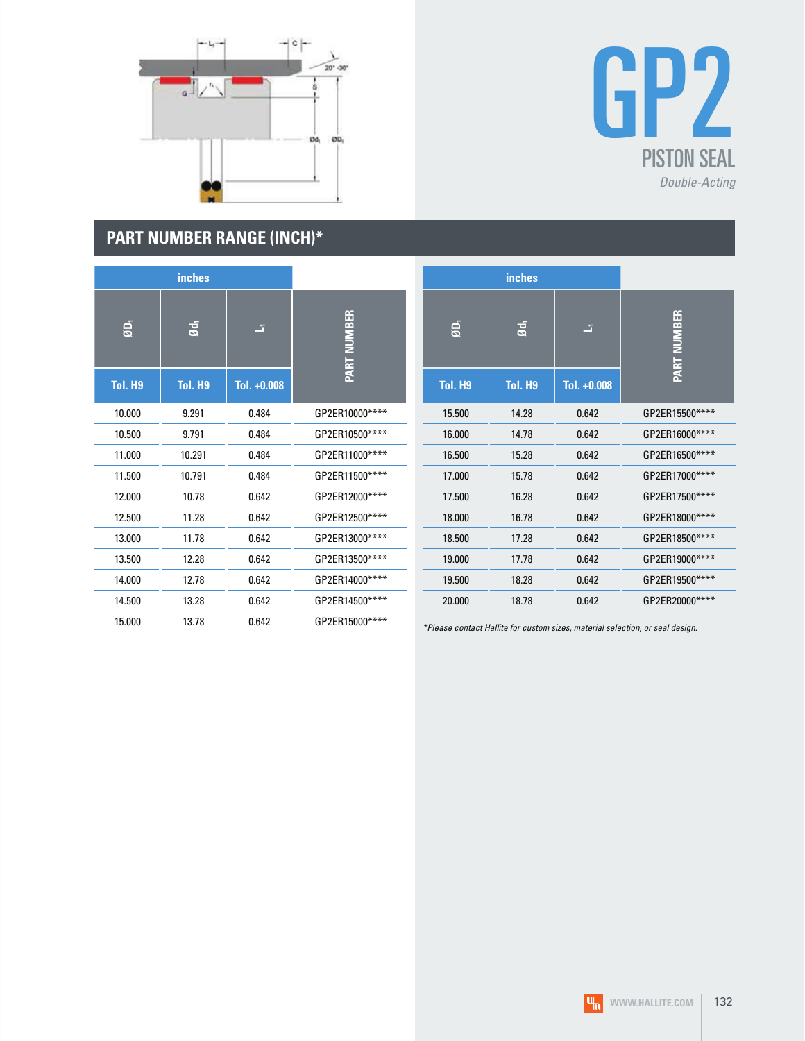# GP2

## PISTON SEAL

*Double-Acting*

## PART NUMBER RANGE (INCH)*

| inches | | | |
|---|---|---|---|
| $ØD_1$ | $Ød_1$ | $L_1$ | PART NUMBER |
| Tol. H9 | Tol. H9 | Tol. +0.008 | |
| 10.000 | 9.291 | 0.484 | GP2ER10000**** |
| 10.500 | 9.791 | 0.484 | GP2ER10500**** |
| 11.000 | 10.291 | 0.484 | GP2ER11000**** |
| 11.500 | 10.791 | 0.484 | GP2ER11500**** |
| 12.000 | 10.78 | 0.642 | GP2ER12000**** |
| 12.500 | 11.28 | 0.642 | GP2ER12500**** |
| 13.000 | 11.78 | 0.642 | GP2ER13000**** |
| 13.500 | 12.28 | 0.642 | GP2ER13500**** |
| 14.000 | 12.78 | 0.642 | GP2ER14000**** |
| 14.500 | 13.28 | 0.642 | GP2ER14500**** |
| 15.000 | 13.78 | 0.642 | GP2ER15000**** |
| 15.500 | 14.28 | 0.642 | GP2ER15500**** |
| 16.000 | 14.78 | 0.642 | GP2ER16000**** |
| 16.500 | 15.28 | 0.642 | GP2ER16500**** |
| 17.000 | 15.78 | 0.642 | GP2ER17000**** |
| 17.500 | 16.28 | 0.642 | GP2ER17500**** |
| 18.000 | 16.78 | 0.642 | GP2ER18000**** |
| 18.500 | 17.28 | 0.642 | GP2ER18500**** |
| 19.000 | 17.78 | 0.642 | GP2ER19000**** |
| 19.500 | 18.28 | 0.642 | GP2ER19500**** |
| 20.000 | 18.78 | 0.642 | GP2ER20000**** |

*\*Please contact Hallite for custom sizes, material selection, or seal design.*

WWW.HALLITE.COM